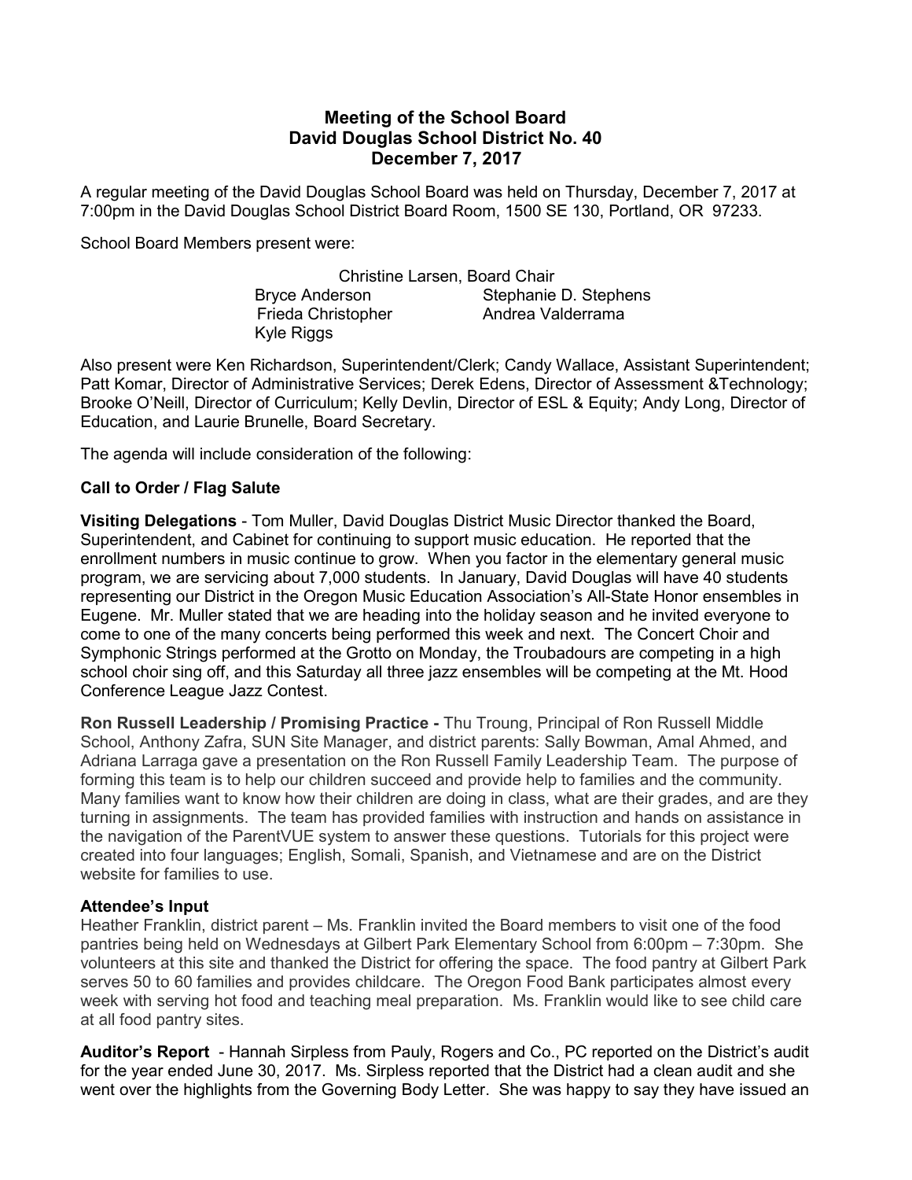# Meeting of the School Board
# David Douglas School District No. 40
# December 7, 2017

A regular meeting of the David Douglas School Board was held on Thursday, December 7, 2017 at 7:00pm in the David Douglas School District Board Room, 1500 SE 130, Portland, OR 97233.

School Board Members present were:

Christine Larsen, Board Chair
Bryce Anderson
Stephanie D. Stephens
Frieda Christopher
Andrea Valderrama
Kyle Riggs

Also present were Ken Richardson, Superintendent/Clerk; Candy Wallace, Assistant Superintendent; Patt Komar, Director of Administrative Services; Derek Edens, Director of Assessment &Technology; Brooke O'Neill, Director of Curriculum; Kelly Devlin, Director of ESL & Equity; Andy Long, Director of Education, and Laurie Brunelle, Board Secretary.

The agenda will include consideration of the following:

**Call to Order / Flag Salute**

**Visiting Delegations** - Tom Muller, David Douglas District Music Director thanked the Board, Superintendent, and Cabinet for continuing to support music education. He reported that the enrollment numbers in music continue to grow. When you factor in the elementary general music program, we are servicing about 7,000 students. In January, David Douglas will have 40 students representing our District in the Oregon Music Education Association's All-State Honor ensembles in Eugene. Mr. Muller stated that we are heading into the holiday season and he invited everyone to come to one of the many concerts being performed this week and next. The Concert Choir and Symphonic Strings performed at the Grotto on Monday, the Troubadours are competing in a high school choir sing off, and this Saturday all three jazz ensembles will be competing at the Mt. Hood Conference League Jazz Contest.

**Ron Russell Leadership / Promising Practice -** Thu Troung, Principal of Ron Russell Middle School, Anthony Zafra, SUN Site Manager, and district parents: Sally Bowman, Amal Ahmed, and Adriana Larraga gave a presentation on the Ron Russell Family Leadership Team. The purpose of forming this team is to help our children succeed and provide help to families and the community. Many families want to know how their children are doing in class, what are their grades, and are they turning in assignments. The team has provided families with instruction and hands on assistance in the navigation of the ParentVUE system to answer these questions. Tutorials for this project were created into four languages; English, Somali, Spanish, and Vietnamese and are on the District website for families to use.

**Attendee's Input**

Heather Franklin, district parent – Ms. Franklin invited the Board members to visit one of the food pantries being held on Wednesdays at Gilbert Park Elementary School from 6:00pm – 7:30pm. She volunteers at this site and thanked the District for offering the space. The food pantry at Gilbert Park serves 50 to 60 families and provides childcare. The Oregon Food Bank participates almost every week with serving hot food and teaching meal preparation. Ms. Franklin would like to see child care at all food pantry sites.

**Auditor's Report** - Hannah Sirpless from Pauly, Rogers and Co., PC reported on the District's audit for the year ended June 30, 2017. Ms. Sirpless reported that the District had a clean audit and she went over the highlights from the Governing Body Letter. She was happy to say they have issued an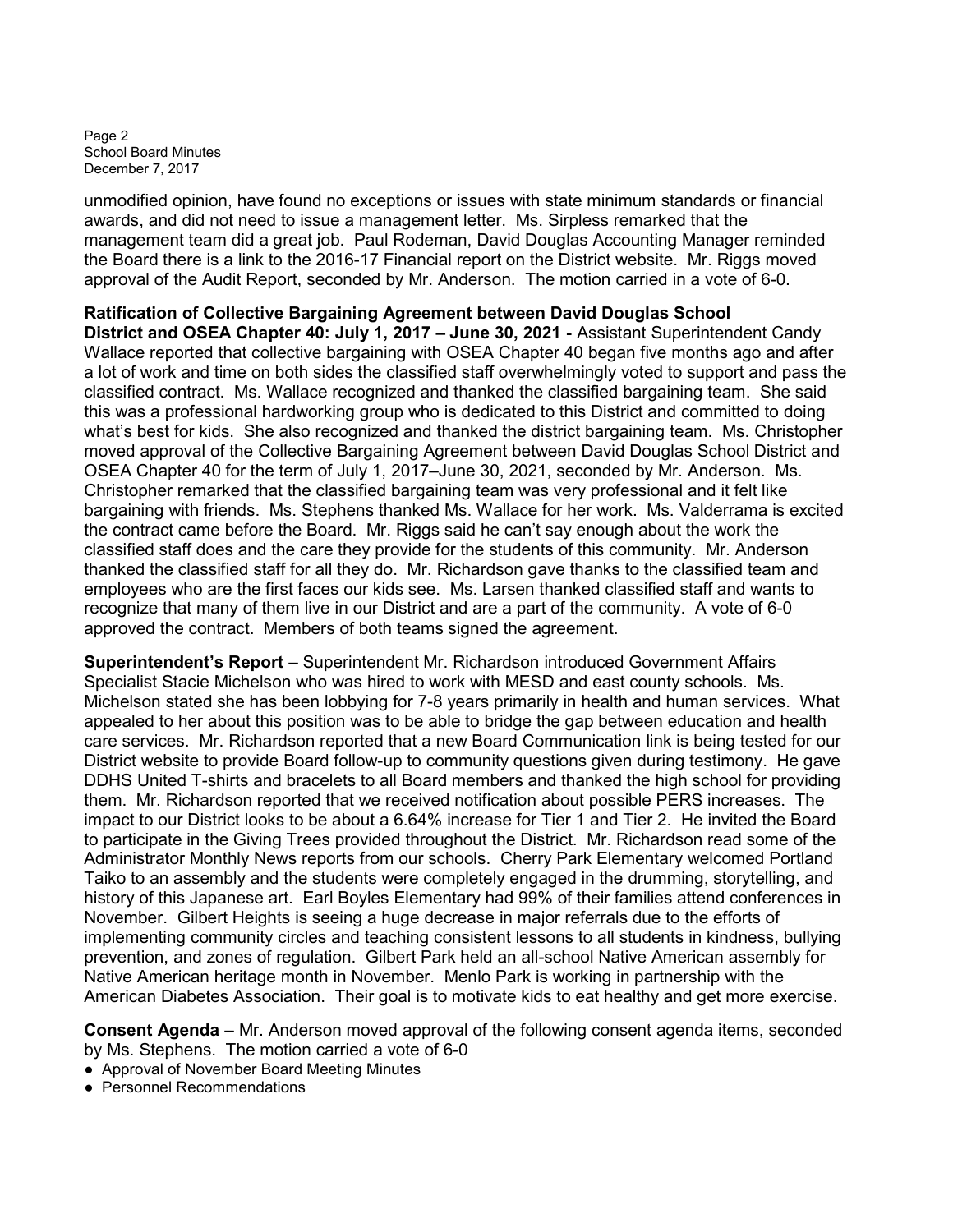unmodified opinion, have found no exceptions or issues with state minimum standards or financial awards, and did not need to issue a management letter. Ms. Sirpless remarked that the management team did a great job. Paul Rodeman, David Douglas Accounting Manager reminded the Board there is a link to the 2016-17 Financial report on the District website. Mr. Riggs moved approval of the Audit Report, seconded by Mr. Anderson. The motion carried in a vote of 6-0.

**Ratification of Collective Bargaining Agreement between David Douglas School District and OSEA Chapter 40: July 1, 2017 – June 30, 2021 -** Assistant Superintendent Candy Wallace reported that collective bargaining with OSEA Chapter 40 began five months ago and after a lot of work and time on both sides the classified staff overwhelmingly voted to support and pass the classified contract. Ms. Wallace recognized and thanked the classified bargaining team. She said this was a professional hardworking group who is dedicated to this District and committed to doing what's best for kids. She also recognized and thanked the district bargaining team. Ms. Christopher moved approval of the Collective Bargaining Agreement between David Douglas School District and OSEA Chapter 40 for the term of July 1, 2017–June 30, 2021, seconded by Mr. Anderson. Ms. Christopher remarked that the classified bargaining team was very professional and it felt like bargaining with friends. Ms. Stephens thanked Ms. Wallace for her work. Ms. Valderrama is excited the contract came before the Board. Mr. Riggs said he can't say enough about the work the classified staff does and the care they provide for the students of this community. Mr. Anderson thanked the classified staff for all they do. Mr. Richardson gave thanks to the classified team and employees who are the first faces our kids see. Ms. Larsen thanked classified staff and wants to recognize that many of them live in our District and are a part of the community. A vote of 6-0 approved the contract. Members of both teams signed the agreement.

**Superintendent's Report** – Superintendent Mr. Richardson introduced Government Affairs Specialist Stacie Michelson who was hired to work with MESD and east county schools. Ms. Michelson stated she has been lobbying for 7-8 years primarily in health and human services. What appealed to her about this position was to be able to bridge the gap between education and health care services. Mr. Richardson reported that a new Board Communication link is being tested for our District website to provide Board follow-up to community questions given during testimony. He gave DDHS United T-shirts and bracelets to all Board members and thanked the high school for providing them. Mr. Richardson reported that we received notification about possible PERS increases. The impact to our District looks to be about a 6.64% increase for Tier 1 and Tier 2. He invited the Board to participate in the Giving Trees provided throughout the District. Mr. Richardson read some of the Administrator Monthly News reports from our schools. Cherry Park Elementary welcomed Portland Taiko to an assembly and the students were completely engaged in the drumming, storytelling, and history of this Japanese art. Earl Boyles Elementary had 99% of their families attend conferences in November. Gilbert Heights is seeing a huge decrease in major referrals due to the efforts of implementing community circles and teaching consistent lessons to all students in kindness, bullying prevention, and zones of regulation. Gilbert Park held an all-school Native American assembly for Native American heritage month in November. Menlo Park is working in partnership with the American Diabetes Association. Their goal is to motivate kids to eat healthy and get more exercise.

**Consent Agenda** – Mr. Anderson moved approval of the following consent agenda items, seconded by Ms. Stephens. The motion carried a vote of 6-0

- Approval of November Board Meeting Minutes
- Personnel Recommendations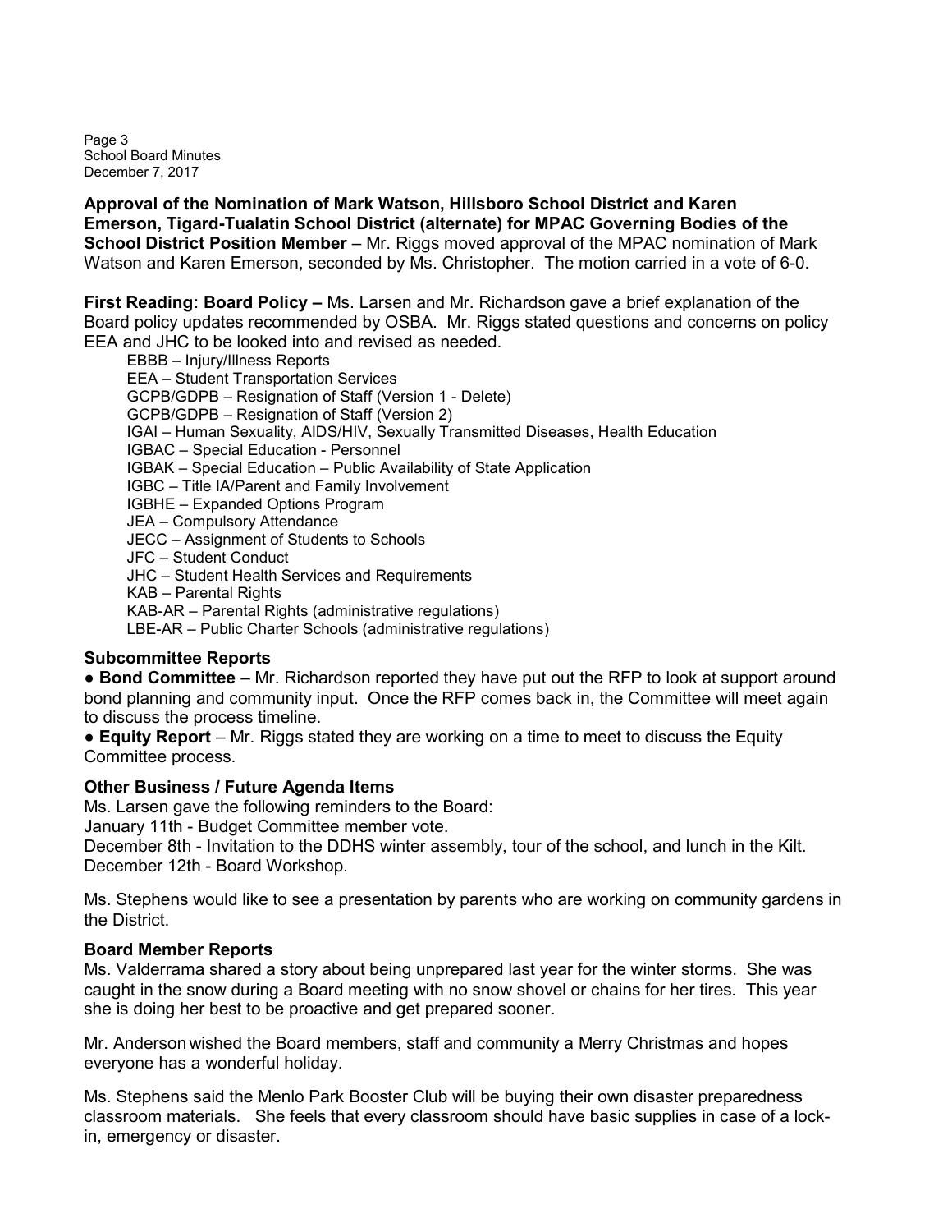**Approval of the Nomination of Mark Watson, Hillsboro School District and Karen Emerson, Tigard-Tualatin School District (alternate) for MPAC Governing Bodies of the School District Position Member** – Mr. Riggs moved approval of the MPAC nomination of Mark Watson and Karen Emerson, seconded by Ms. Christopher. The motion carried in a vote of 6-0.

**First Reading: Board Policy –** Ms. Larsen and Mr. Richardson gave a brief explanation of the Board policy updates recommended by OSBA. Mr. Riggs stated questions and concerns on policy EEA and JHC to be looked into and revised as needed.

EBBB – Injury/Illness Reports
EEA – Student Transportation Services
GCPB/GDPB – Resignation of Staff (Version 1 - Delete)
GCPB/GDPB – Resignation of Staff (Version 2)
IGAI – Human Sexuality, AIDS/HIV, Sexually Transmitted Diseases, Health Education
IGBAC – Special Education - Personnel
IGBAK – Special Education – Public Availability of State Application
IGBC – Title IA/Parent and Family Involvement
IGBHE – Expanded Options Program
JEA – Compulsory Attendance
JECC – Assignment of Students to Schools
JFC – Student Conduct
JHC – Student Health Services and Requirements
KAB – Parental Rights
KAB-AR – Parental Rights (administrative regulations)
LBE-AR – Public Charter Schools (administrative regulations)

**Subcommittee Reports**

- **Bond Committee** – Mr. Richardson reported they have put out the RFP to look at support around bond planning and community input. Once the RFP comes back in, the Committee will meet again to discuss the process timeline.
- **Equity Report** – Mr. Riggs stated they are working on a time to meet to discuss the Equity Committee process.

**Other Business / Future Agenda Items**

Ms. Larsen gave the following reminders to the Board:
January 11th - Budget Committee member vote.
December 8th - Invitation to the DDHS winter assembly, tour of the school, and lunch in the Kilt.
December 12th - Board Workshop.

Ms. Stephens would like to see a presentation by parents who are working on community gardens in the District.

**Board Member Reports**

Ms. Valderrama shared a story about being unprepared last year for the winter storms. She was caught in the snow during a Board meeting with no snow shovel or chains for her tires. This year she is doing her best to be proactive and get prepared sooner.

Mr. Anderson wished the Board members, staff and community a Merry Christmas and hopes everyone has a wonderful holiday.

Ms. Stephens said the Menlo Park Booster Club will be buying their own disaster preparedness classroom materials. She feels that every classroom should have basic supplies in case of a lock-in, emergency or disaster.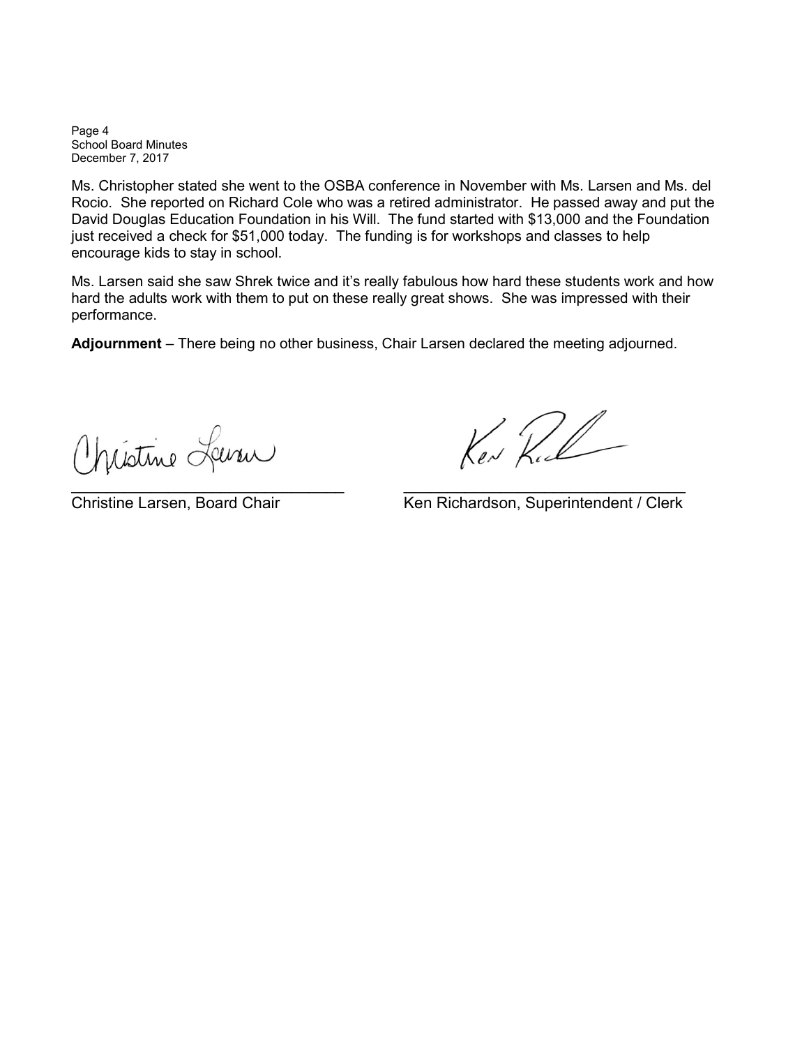Ms. Christopher stated she went to the OSBA conference in November with Ms. Larsen and Ms. del Rocio. She reported on Richard Cole who was a retired administrator. He passed away and put the David Douglas Education Foundation in his Will. The fund started with $13,000 and the Foundation just received a check for $51,000 today. The funding is for workshops and classes to help encourage kids to stay in school.

Ms. Larsen said she saw Shrek twice and it's really fabulous how hard these students work and how hard the adults work with them to put on these really great shows. She was impressed with their performance.

**Adjournment** – There being no other business, Chair Larsen declared the meeting adjourned.

\_\_\_\_\_\_\_\_\_\_\_\_\_\_\_\_\_\_\_\_\_\_\_\_\_\_\_\_\_\_\_\_
Christine Larsen, Board Chair

\_\_\_\_\_\_\_\_\_\_\_\_\_\_\_\_\_\_\_\_\_\_\_\_\_\_\_\_\_\_\_\_
Ken Richardson, Superintendent / Clerk